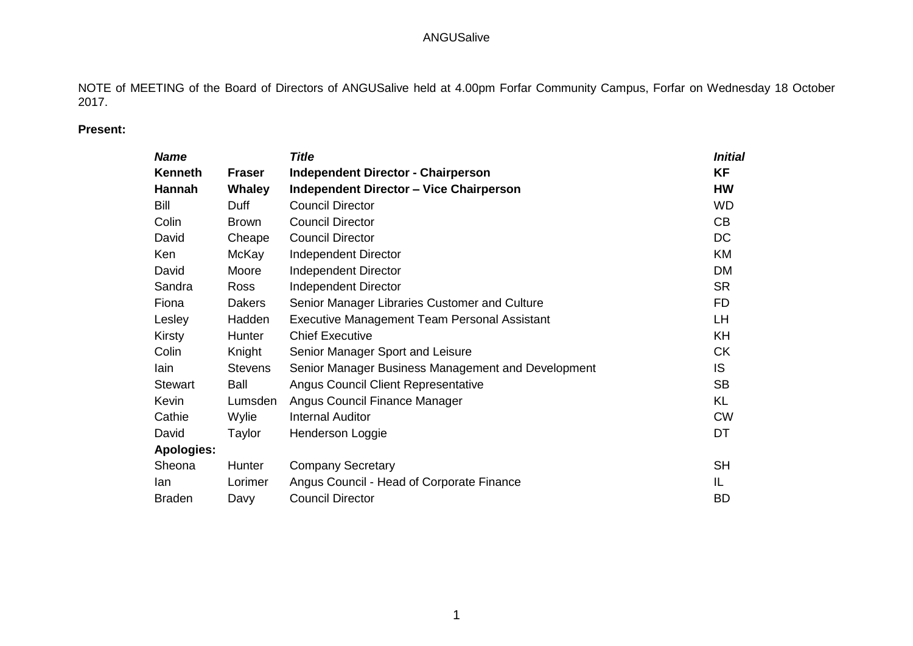NOTE of MEETING of the Board of Directors of ANGUSalive held at 4.00pm Forfar Community Campus, Forfar on Wednesday 18 October 2017.

**Present:**

| ***Name*** | | ***Title*** | ***Initial*** |
|---|---|---|---|
| **Kenneth** | **Fraser** | **Independent Director - Chairperson** | **KF** |
| **Hannah** | **Whaley** | **Independent Director – Vice Chairperson** | **HW** |
| Bill | Duff | Council Director | WD |
| Colin | Brown | Council Director | CB |
| David | Cheape | Council Director | DC |
| Ken | McKay | Independent Director | KM |
| David | Moore | Independent Director | DM |
| Sandra | Ross | Independent Director | SR |
| Fiona | Dakers | Senior Manager Libraries Customer and Culture | FD |
| Lesley | Hadden | Executive Management Team Personal Assistant | LH |
| Kirsty | Hunter | Chief Executive | KH |
| Colin | Knight | Senior Manager Sport and Leisure | CK |
| Iain | Stevens | Senior Manager Business Management and Development | IS |
| Stewart | Ball | Angus Council Client Representative | SB |
| Kevin | Lumsden | Angus Council Finance Manager | KL |
| Cathie | Wylie | Internal Auditor | CW |
| David | Taylor | Henderson Loggie | DT |
| **Apologies:** | | | |
| Sheona | Hunter | Company Secretary | SH |
| Ian | Lorimer | Angus Council - Head of Corporate Finance | IL |
| Braden | Davy | Council Director | BD |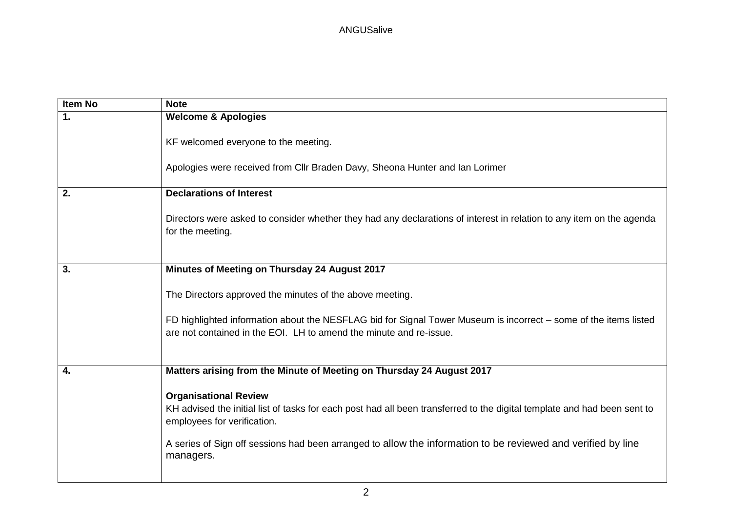| Item No | Note |
| --- | --- |
| **1.** | **Welcome & Apologies**<br><br>KF welcomed everyone to the meeting.<br><br>Apologies were received from Cllr Braden Davy, Sheona Hunter and Ian Lorimer |
| **2.** | **Declarations of Interest**<br><br>Directors were asked to consider whether they had any declarations of interest in relation to any item on the agenda for the meeting. |
| **3.** | **Minutes of Meeting on Thursday 24 August 2017**<br><br>The Directors approved the minutes of the above meeting.<br><br>FD highlighted information about the NESFLAG bid for Signal Tower Museum is incorrect – some of the items listed are not contained in the EOI. LH to amend the minute and re-issue. |
| **4.** | **Matters arising from the Minute of Meeting on Thursday 24 August 2017**<br><br>**Organisational Review**<br>KH advised the initial list of tasks for each post had all been transferred to the digital template and had been sent to employees for verification.<br><br>A series of Sign off sessions had been arranged to allow the information to be reviewed and verified by line managers. |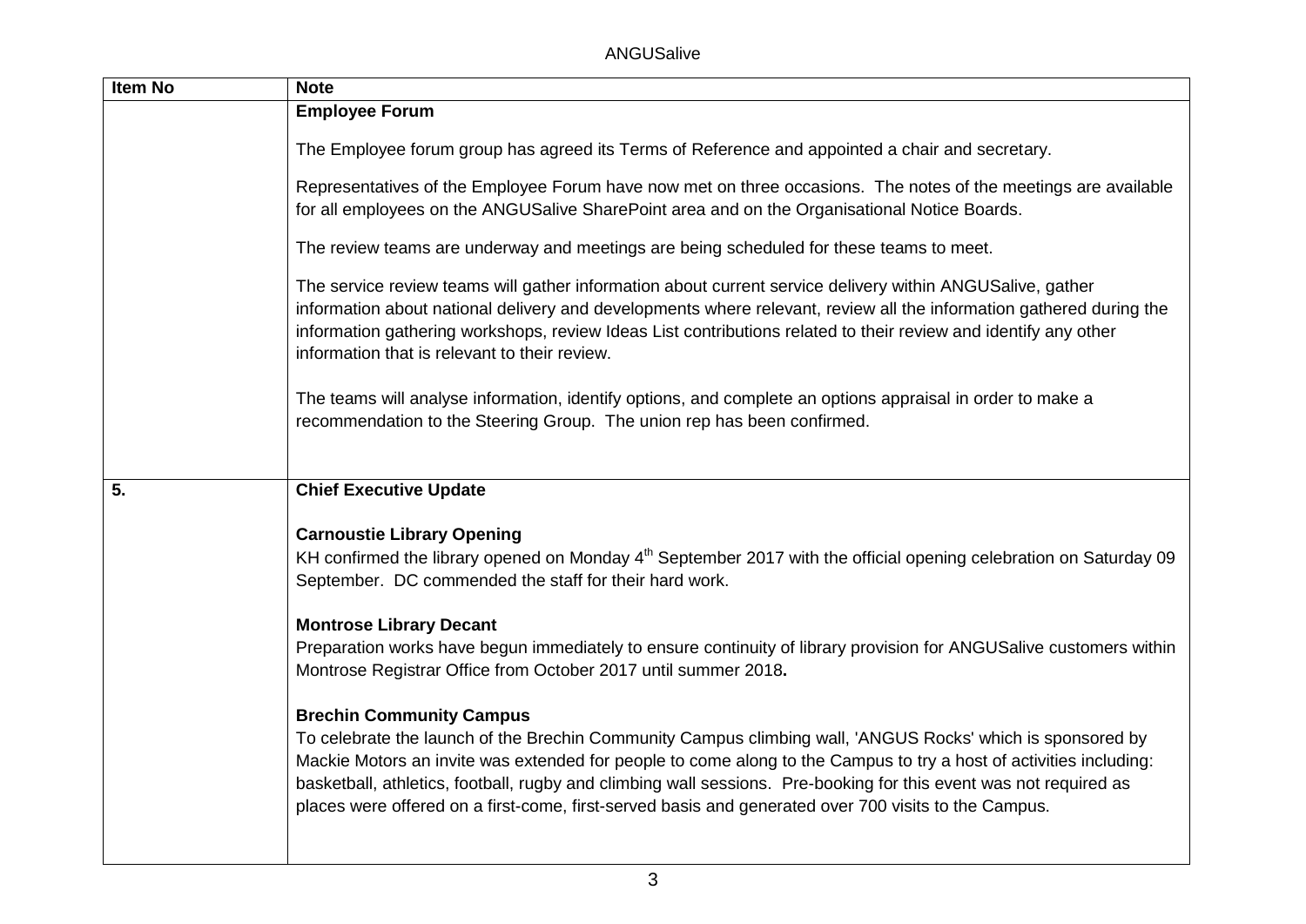| Item No | Note |
|---|---|
| | **Employee Forum**<br><br>The Employee forum group has agreed its Terms of Reference and appointed a chair and secretary.<br><br>Representatives of the Employee Forum have now met on three occasions. The notes of the meetings are available for all employees on the ANGUSalive SharePoint area and on the Organisational Notice Boards.<br><br>The review teams are underway and meetings are being scheduled for these teams to meet.<br><br>The service review teams will gather information about current service delivery within ANGUSalive, gather information about national delivery and developments where relevant, review all the information gathered during the information gathering workshops, review Ideas List contributions related to their review and identify any other information that is relevant to their review.<br><br>The teams will analyse information, identify options, and complete an options appraisal in order to make a recommendation to the Steering Group. The union rep has been confirmed. |
| 5. | **Chief Executive Update**<br><br>**Carnoustie Library Opening**<br>KH confirmed the library opened on Monday 4th September 2017 with the official opening celebration on Saturday 09 September. DC commended the staff for their hard work.<br><br>**Montrose Library Decant**<br>Preparation works have begun immediately to ensure continuity of library provision for ANGUSalive customers within Montrose Registrar Office from October 2017 until summer 2018.<br><br>**Brechin Community Campus**<br>To celebrate the launch of the Brechin Community Campus climbing wall, 'ANGUS Rocks' which is sponsored by Mackie Motors an invite was extended for people to come along to the Campus to try a host of activities including: basketball, athletics, football, rugby and climbing wall sessions. Pre-booking for this event was not required as places were offered on a first-come, first-served basis and generated over 700 visits to the Campus. |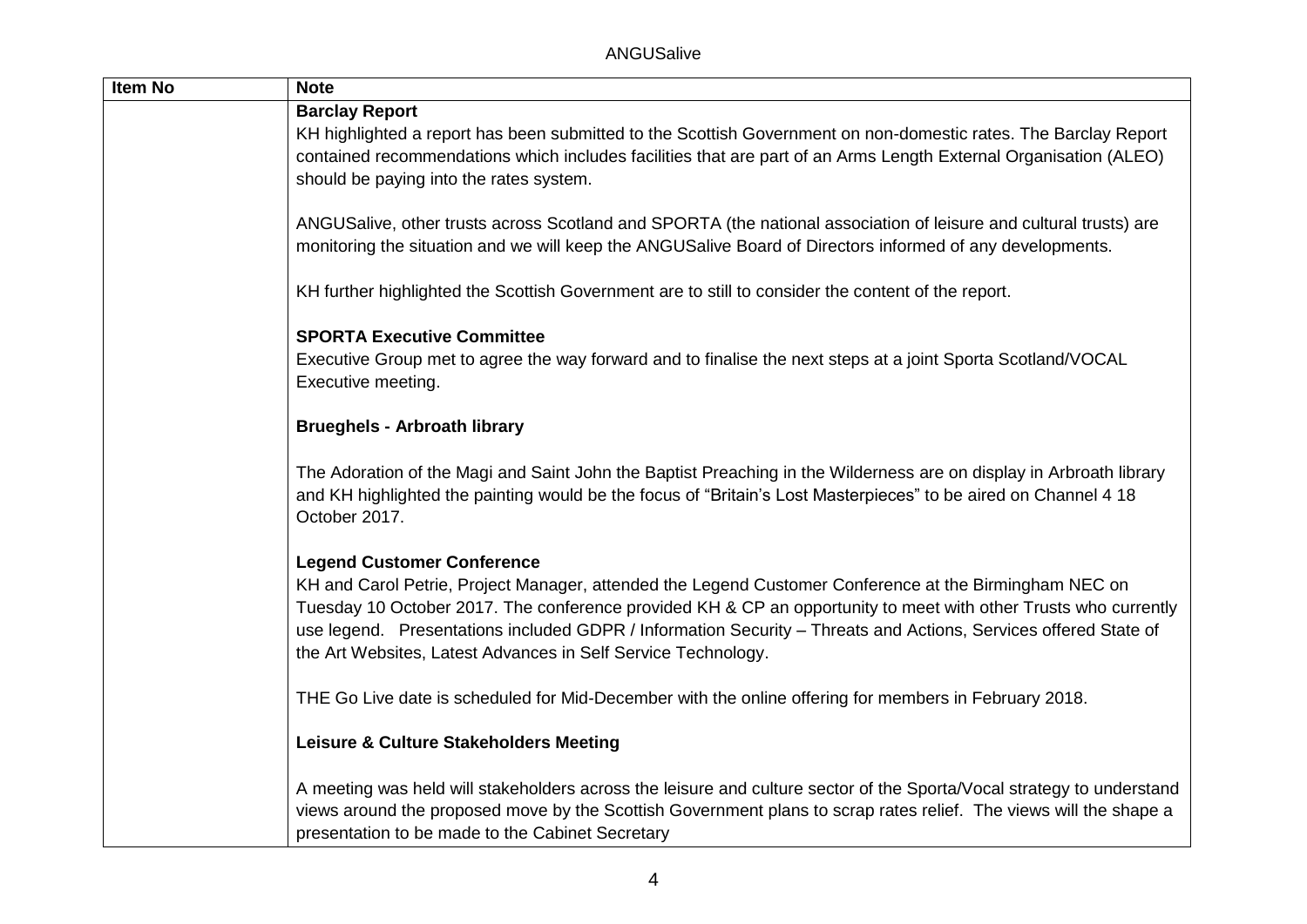| Item No | Note |
|---|---|
| | **Barclay Report**<br>KH highlighted a report has been submitted to the Scottish Government on non-domestic rates. The Barclay Report contained recommendations which includes facilities that are part of an Arms Length External Organisation (ALEO) should be paying into the rates system.<br><br>ANGUSalive, other trusts across Scotland and SPORTA (the national association of leisure and cultural trusts) are monitoring the situation and we will keep the ANGUSalive Board of Directors informed of any developments.<br><br>KH further highlighted the Scottish Government are to still to consider the content of the report.<br><br>**SPORTA Executive Committee**<br>Executive Group met to agree the way forward and to finalise the next steps at a joint Sporta Scotland/VOCAL Executive meeting.<br><br>**Brueghels - Arbroath library**<br><br>The Adoration of the Magi and Saint John the Baptist Preaching in the Wilderness are on display in Arbroath library and KH highlighted the painting would be the focus of "Britain's Lost Masterpieces" to be aired on Channel 4 18 October 2017.<br><br>**Legend Customer Conference**<br>KH and Carol Petrie, Project Manager, attended the Legend Customer Conference at the Birmingham NEC on Tuesday 10 October 2017. The conference provided KH & CP an opportunity to meet with other Trusts who currently use legend. Presentations included GDPR / Information Security – Threats and Actions, Services offered State of the Art Websites, Latest Advances in Self Service Technology.<br><br>THE Go Live date is scheduled for Mid-December with the online offering for members in February 2018.<br><br>**Leisure & Culture Stakeholders Meeting**<br><br>A meeting was held will stakeholders across the leisure and culture sector of the Sporta/Vocal strategy to understand views around the proposed move by the Scottish Government plans to scrap rates relief. The views will the shape a presentation to be made to the Cabinet Secretary |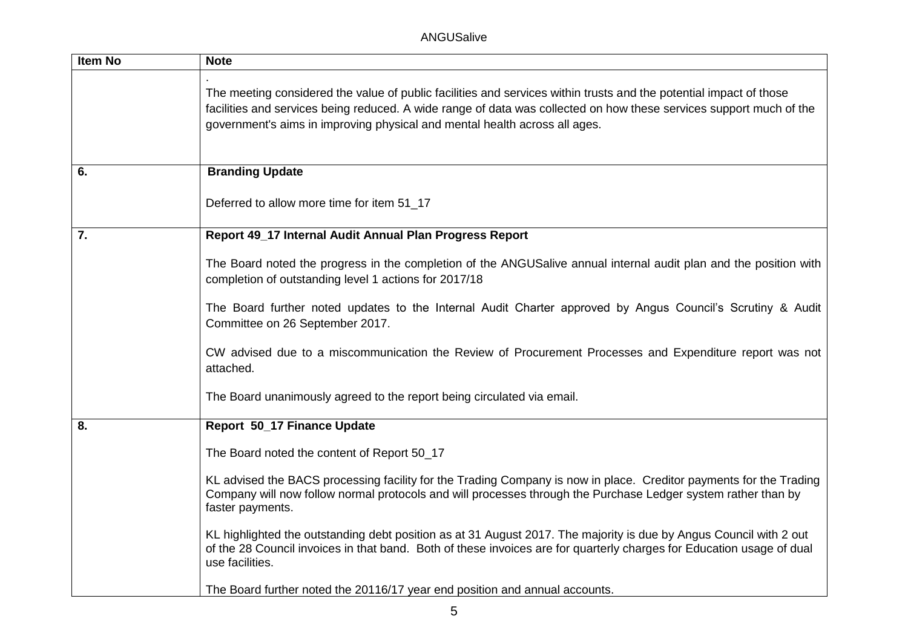| Item No | Note |
|---|---|
| | . The meeting considered the value of public facilities and services within trusts and the potential impact of those facilities and services being reduced. A wide range of data was collected on how these services support much of the government's aims in improving physical and mental health across all ages. |
| **6.** | **Branding Update**<br><br>Deferred to allow more time for item 51_17 |
| **7.** | **Report 49_17 Internal Audit Annual Plan Progress Report**<br><br>The Board noted the progress in the completion of the ANGUSalive annual internal audit plan and the position with completion of outstanding level 1 actions for 2017/18<br><br>The Board further noted updates to the Internal Audit Charter approved by Angus Council's Scrutiny & Audit Committee on 26 September 2017.<br><br>CW advised due to a miscommunication the Review of Procurement Processes and Expenditure report was not attached.<br><br>The Board unanimously agreed to the report being circulated via email. |
| **8.** | **Report 50_17 Finance Update**<br><br>The Board noted the content of Report 50_17<br><br>KL advised the BACS processing facility for the Trading Company is now in place. Creditor payments for the Trading Company will now follow normal protocols and will processes through the Purchase Ledger system rather than by faster payments.<br><br>KL highlighted the outstanding debt position as at 31 August 2017. The majority is due by Angus Council with 2 out of the 28 Council invoices in that band. Both of these invoices are for quarterly charges for Education usage of dual use facilities.<br><br>The Board further noted the 20116/17 year end position and annual accounts. |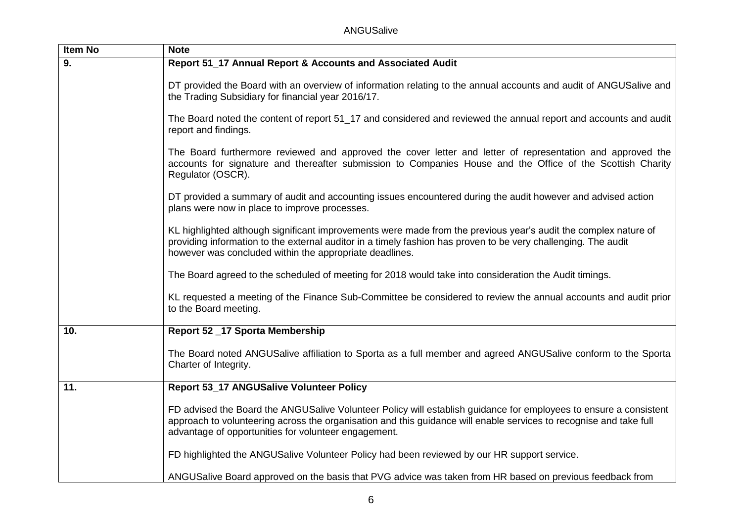| Item No | Note |
|---|---|
| 9. | **Report 51_17 Annual Report & Accounts and Associated Audit**<br><br>DT provided the Board with an overview of information relating to the annual accounts and audit of ANGUSalive and the Trading Subsidiary for financial year 2016/17.<br><br>The Board noted the content of report 51_17 and considered and reviewed the annual report and accounts and audit report and findings.<br><br>The Board furthermore reviewed and approved the cover letter and letter of representation and approved the accounts for signature and thereafter submission to Companies House and the Office of the Scottish Charity Regulator (OSCR).<br><br>DT provided a summary of audit and accounting issues encountered during the audit however and advised action plans were now in place to improve processes.<br><br>KL highlighted although significant improvements were made from the previous year's audit the complex nature of providing information to the external auditor in a timely fashion has proven to be very challenging. The audit however was concluded within the appropriate deadlines.<br><br>The Board agreed to the scheduled of meeting for 2018 would take into consideration the Audit timings.<br><br>KL requested a meeting of the Finance Sub-Committee be considered to review the annual accounts and audit prior to the Board meeting. |
| 10. | **Report 52 _17 Sporta Membership**<br><br>The Board noted ANGUSalive affiliation to Sporta as a full member and agreed ANGUSalive conform to the Sporta Charter of Integrity. |
| 11. | **Report 53_17 ANGUSalive Volunteer Policy**<br><br>FD advised the Board the ANGUSalive Volunteer Policy will establish guidance for employees to ensure a consistent approach to volunteering across the organisation and this guidance will enable services to recognise and take full advantage of opportunities for volunteer engagement.<br><br>FD highlighted the ANGUSalive Volunteer Policy had been reviewed by our HR support service.<br><br>ANGUSalive Board approved on the basis that PVG advice was taken from HR based on previous feedback from |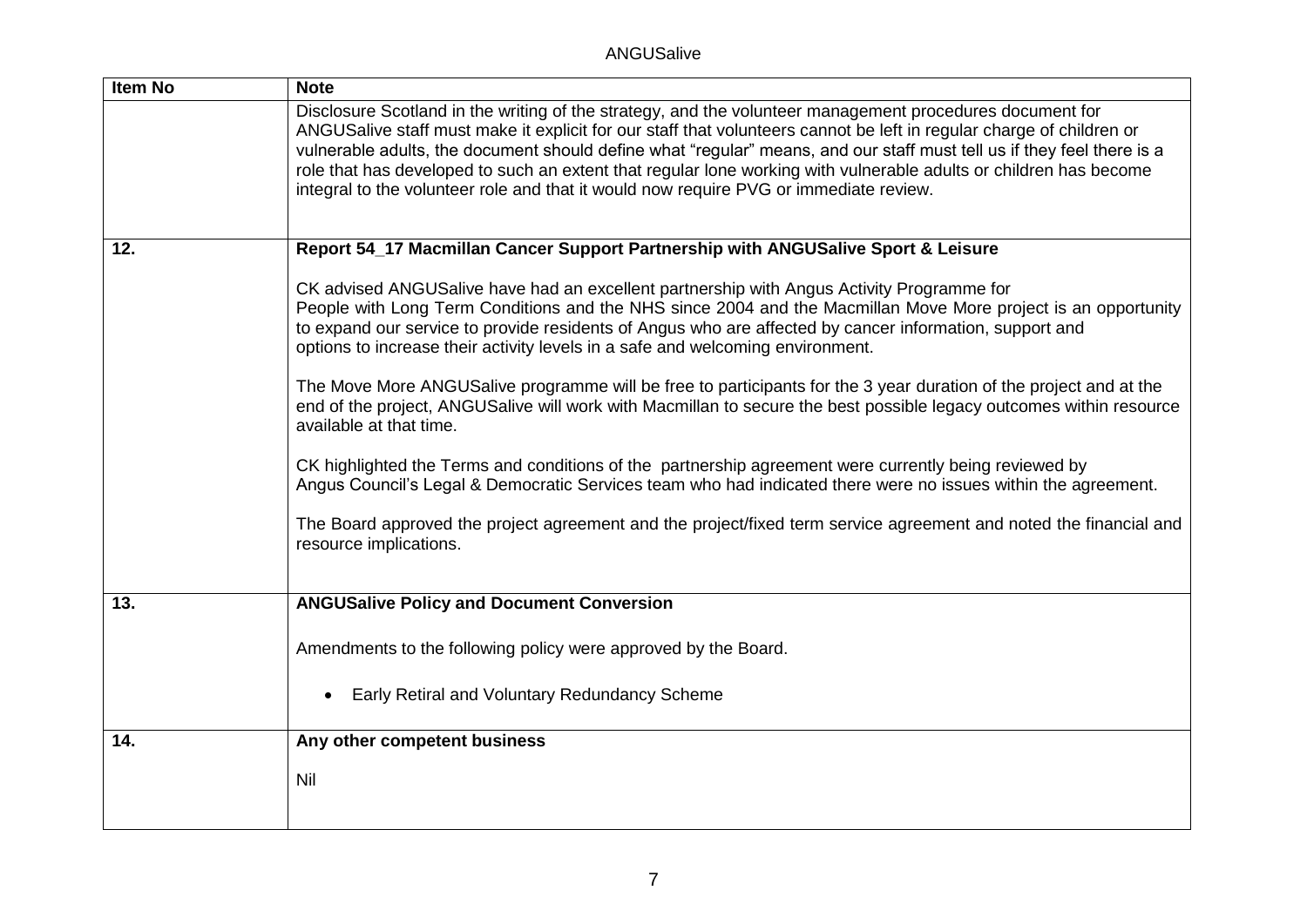| Item No | Note |
|---|---|
| | Disclosure Scotland in the writing of the strategy, and the volunteer management procedures document for ANGUSalive staff must make it explicit for our staff that volunteers cannot be left in regular charge of children or vulnerable adults, the document should define what "regular" means, and our staff must tell us if they feel there is a role that has developed to such an extent that regular lone working with vulnerable adults or children has become integral to the volunteer role and that it would now require PVG or immediate review. |
| **12.** | **Report 54_17 Macmillan Cancer Support Partnership with ANGUSalive Sport & Leisure**<br><br>CK advised ANGUSalive have had an excellent partnership with Angus Activity Programme for People with Long Term Conditions and the NHS since 2004 and the Macmillan Move More project is an opportunity to expand our service to provide residents of Angus who are affected by cancer information, support and options to increase their activity levels in a safe and welcoming environment.<br><br>The Move More ANGUSalive programme will be free to participants for the 3 year duration of the project and at the end of the project, ANGUSalive will work with Macmillan to secure the best possible legacy outcomes within resource available at that time.<br><br>CK highlighted the Terms and conditions of the partnership agreement were currently being reviewed by Angus Council's Legal & Democratic Services team who had indicated there were no issues within the agreement.<br><br>The Board approved the project agreement and the project/fixed term service agreement and noted the financial and resource implications. |
| **13.** | **ANGUSalive Policy and Document Conversion**<br><br>Amendments to the following policy were approved by the Board.<br><br>• Early Retiral and Voluntary Redundancy Scheme |
| **14.** | **Any other competent business**<br><br>Nil |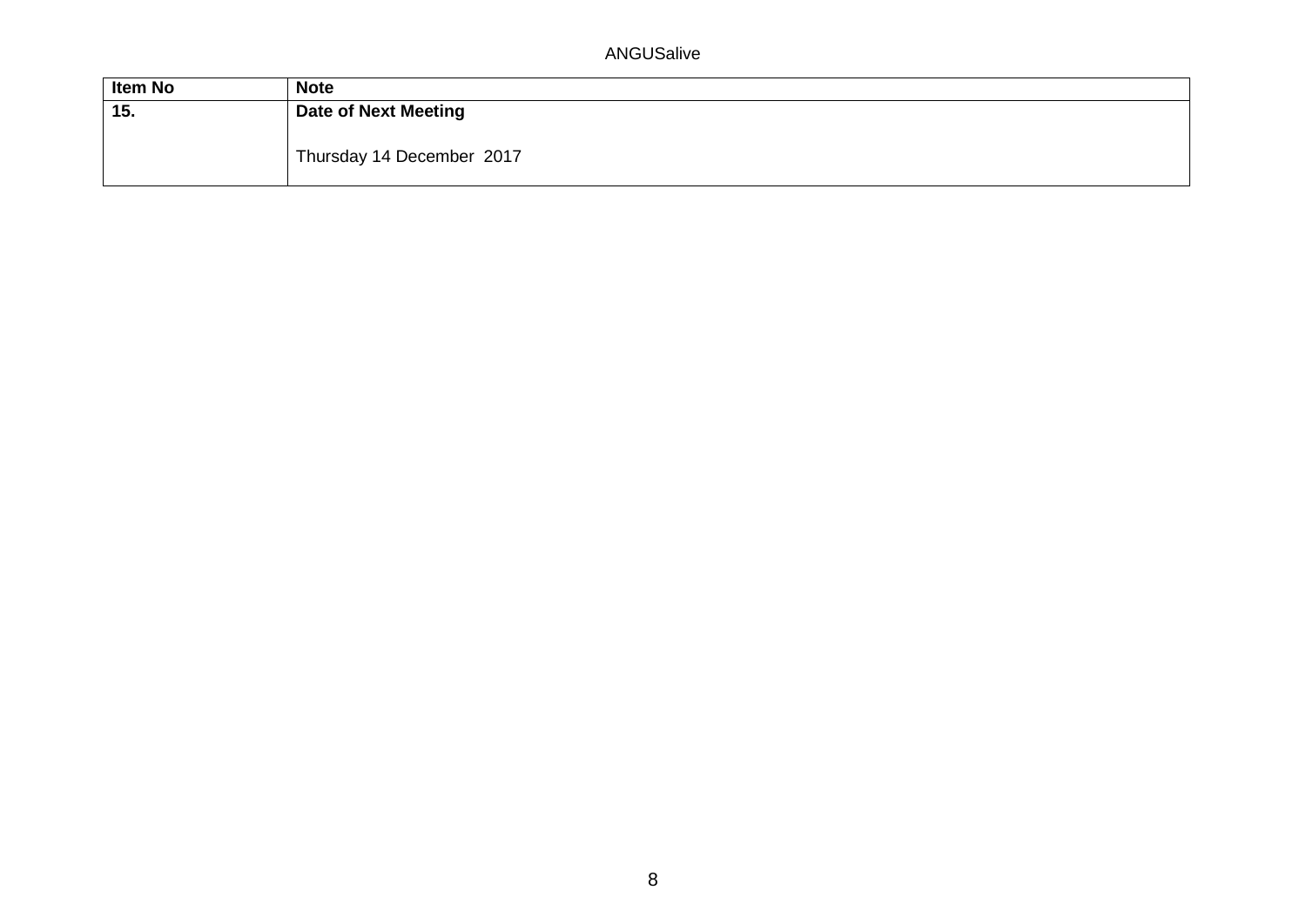| Item No | Note |
|---|---|
| **15.** | **Date of Next Meeting**<br><br>Thursday 14 December 2017 |